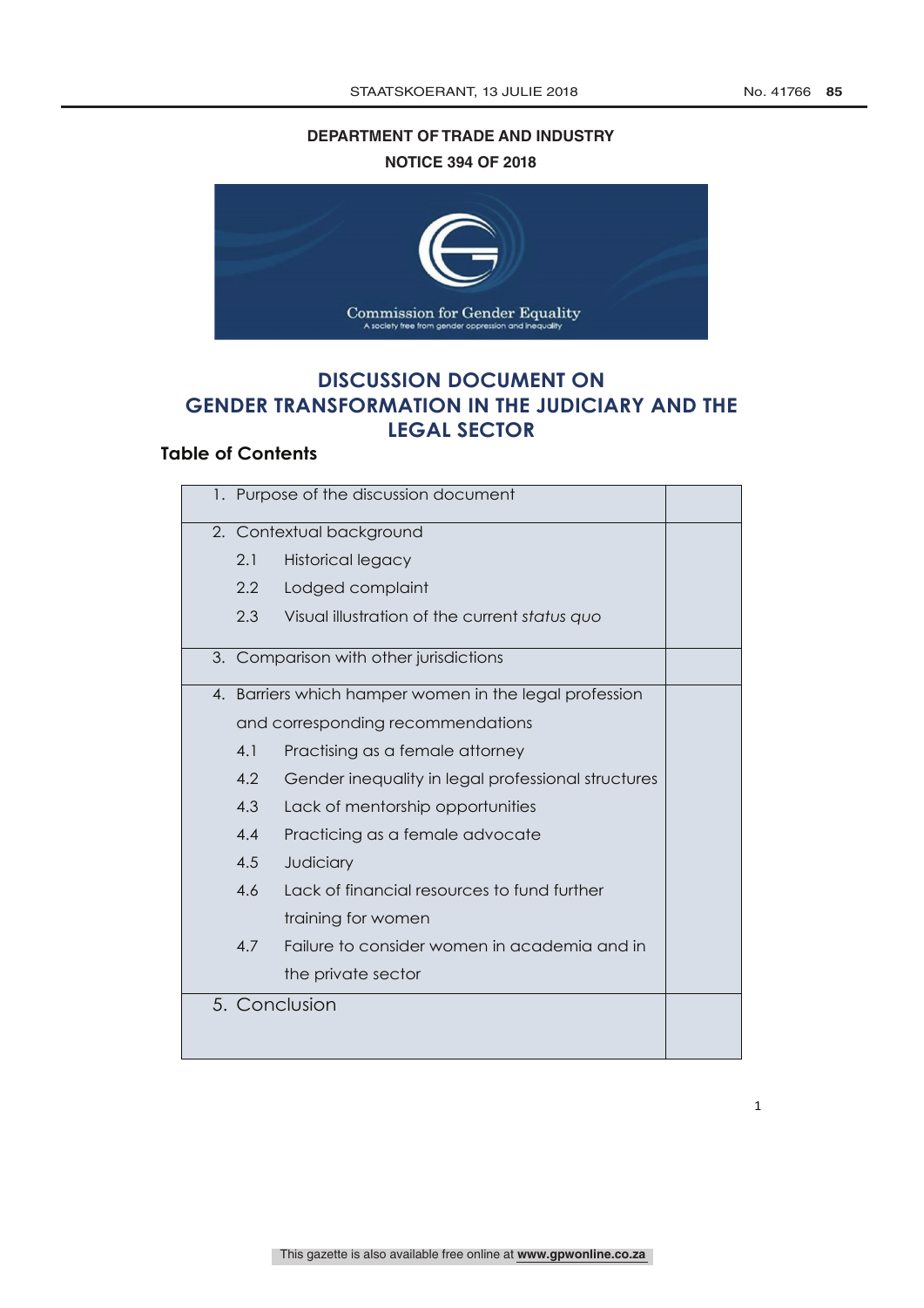**DEPARTMENT OF TRADE AND INDUSTRY**

**NOTICE 394 OF 2018**

Commission for Gender Equality

A society free from gender oppression and inequality

# DISCUSSION DOCUMENT ON GENDER TRANSFORMATION IN THE JUDICIARY AND THE LEGAL SECTOR

## Table of Contents

| Contents | |
|---|---|
| 1. Purpose of the discussion document | |
| 2. Contextual background<br>2.1 Historical legacy<br>2.2 Lodged complaint<br>2.3 Visual illustration of the current *status quo* | |
| 3. Comparison with other jurisdictions | |
| 4. Barriers which hamper women in the legal profession and corresponding recommendations<br>4.1 Practising as a female attorney<br>4.2 Gender inequality in legal professional structures<br>4.3 Lack of mentorship opportunities<br>4.4 Practicing as a female advocate<br>4.5 Judiciary<br>4.6 Lack of financial resources to fund further training for women<br>4.7 Failure to consider women in academia and in the private sector | |
| 5. Conclusion | |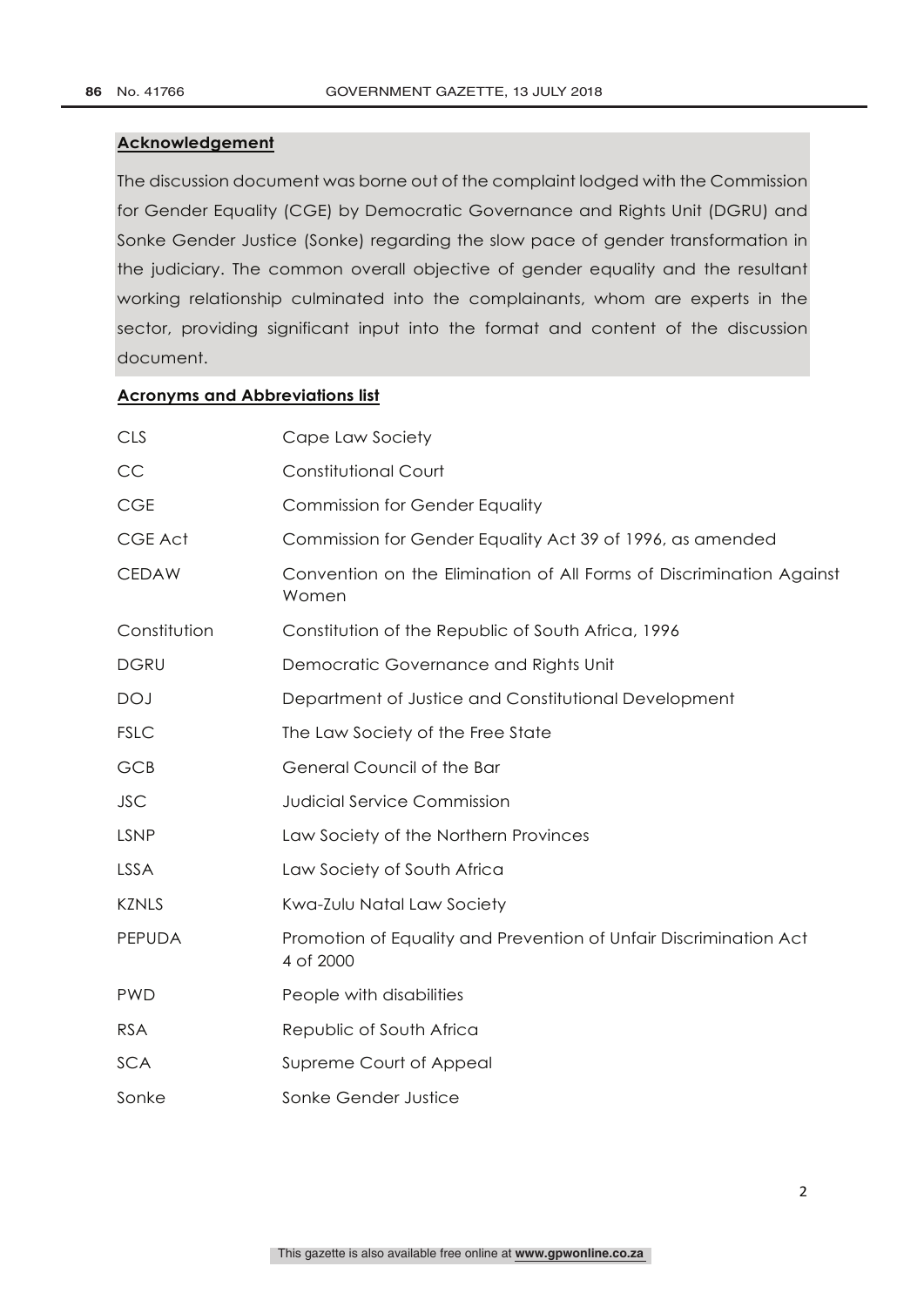**Acknowledgement**

The discussion document was borne out of the complaint lodged with the Commission for Gender Equality (CGE) by Democratic Governance and Rights Unit (DGRU) and Sonke Gender Justice (Sonke) regarding the slow pace of gender transformation in the judiciary. The common overall objective of gender equality and the resultant working relationship culminated into the complainants, whom are experts in the sector, providing significant input into the format and content of the discussion document.

**Acronyms and Abbreviations list**

| | |
|---|---|
| CLS | Cape Law Society |
| CC | Constitutional Court |
| CGE | Commission for Gender Equality |
| CGE Act | Commission for Gender Equality Act 39 of 1996, as amended |
| CEDAW | Convention on the Elimination of All Forms of Discrimination Against Women |
| Constitution | Constitution of the Republic of South Africa, 1996 |
| DGRU | Democratic Governance and Rights Unit |
| DOJ | Department of Justice and Constitutional Development |
| FSLC | The Law Society of the Free State |
| GCB | General Council of the Bar |
| JSC | Judicial Service Commission |
| LSNP | Law Society of the Northern Provinces |
| LSSA | Law Society of South Africa |
| KZNLS | Kwa-Zulu Natal Law Society |
| PEPUDA | Promotion of Equality and Prevention of Unfair Discrimination Act 4 of 2000 |
| PWD | People with disabilities |
| RSA | Republic of South Africa |
| SCA | Supreme Court of Appeal |
| Sonke | Sonke Gender Justice |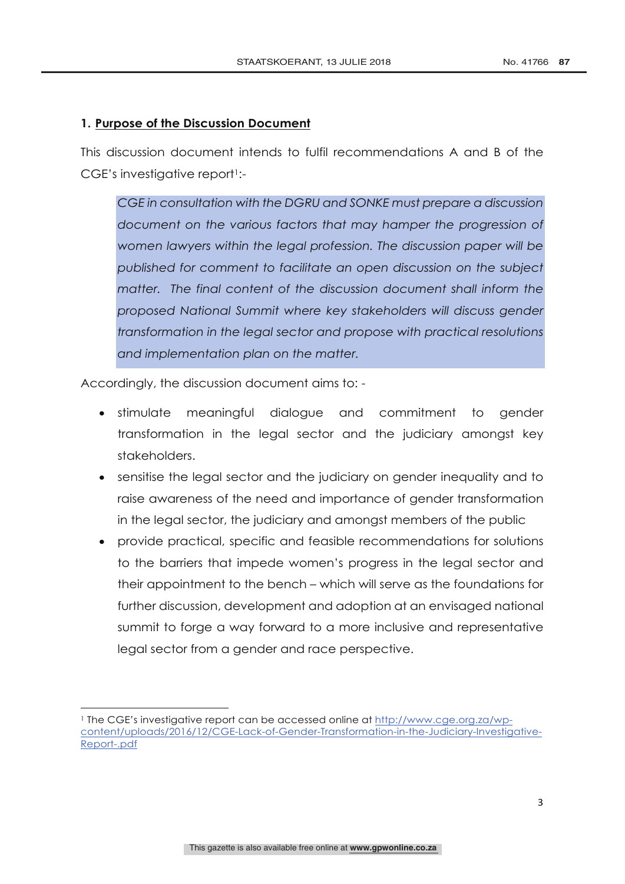## 1. **Purpose of the Discussion Document**

This discussion document intends to fulfil recommendations A and B of the CGE's investigative report[1]:-

> *CGE in consultation with the DGRU and SONKE must prepare a discussion document on the various factors that may hamper the progression of women lawyers within the legal profession. The discussion paper will be published for comment to facilitate an open discussion on the subject matter. The final content of the discussion document shall inform the proposed National Summit where key stakeholders will discuss gender transformation in the legal sector and propose with practical resolutions and implementation plan on the matter.*

Accordingly, the discussion document aims to: -

- stimulate meaningful dialogue and commitment to gender transformation in the legal sector and the judiciary amongst key stakeholders.
- sensitise the legal sector and the judiciary on gender inequality and to raise awareness of the need and importance of gender transformation in the legal sector, the judiciary and amongst members of the public
- provide practical, specific and feasible recommendations for solutions to the barriers that impede women's progress in the legal sector and their appointment to the bench – which will serve as the foundations for further discussion, development and adoption at an envisaged national summit to forge a way forward to a more inclusive and representative legal sector from a gender and race perspective.

---

[1] The CGE's investigative report can be accessed online at http://www.cge.org.za/wp-content/uploads/2016/12/CGE-Lack-of-Gender-Transformation-in-the-Judiciary-Investigative-Report-.pdf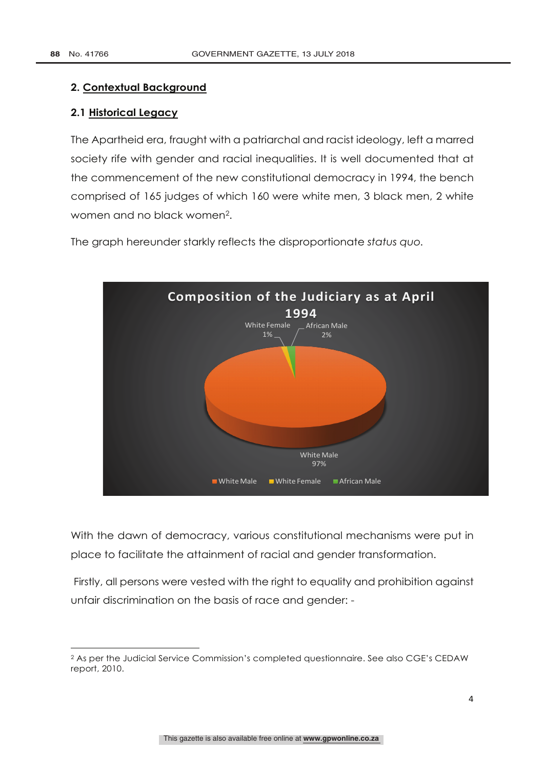## 2. Contextual Background

### 2.1 Historical Legacy

The Apartheid era, fraught with a patriarchal and racist ideology, left a marred society rife with gender and racial inequalities. It is well documented that at the commencement of the new constitutional democracy in 1994, the bench comprised of 165 judges of which 160 were white men, 3 black men, 2 white women and no black women[2].

The graph hereunder starkly reflects the disproportionate *status quo*.

**Composition of the Judiciary as at April 1994**

White Female 1%

African Male 2%

White Male 97%

White Male | White Female | African Male

With the dawn of democracy, various constitutional mechanisms were put in place to facilitate the attainment of racial and gender transformation.

Firstly, all persons were vested with the right to equality and prohibition against unfair discrimination on the basis of race and gender: -

---

[2] As per the Judicial Service Commission's completed questionnaire. See also CGE's CEDAW report, 2010.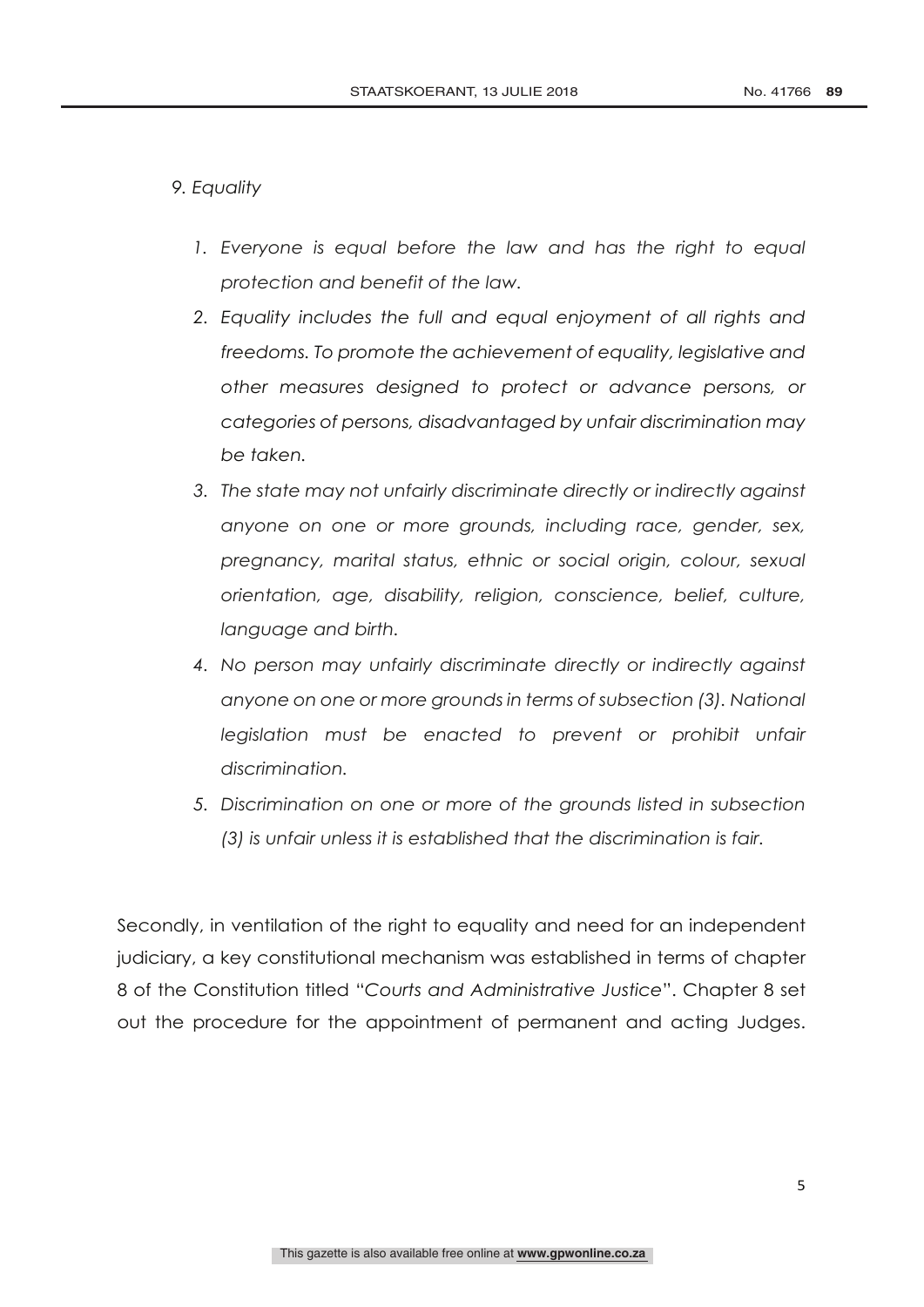*9. Equality*

1. *Everyone is equal before the law and has the right to equal protection and benefit of the law.*
2. *Equality includes the full and equal enjoyment of all rights and freedoms. To promote the achievement of equality, legislative and other measures designed to protect or advance persons, or categories of persons, disadvantaged by unfair discrimination may be taken.*
3. *The state may not unfairly discriminate directly or indirectly against anyone on one or more grounds, including race, gender, sex, pregnancy, marital status, ethnic or social origin, colour, sexual orientation, age, disability, religion, conscience, belief, culture, language and birth.*
4. *No person may unfairly discriminate directly or indirectly against anyone on one or more grounds in terms of subsection (3). National legislation must be enacted to prevent or prohibit unfair discrimination.*
5. *Discrimination on one or more of the grounds listed in subsection (3) is unfair unless it is established that the discrimination is fair.*

Secondly, in ventilation of the right to equality and need for an independent judiciary, a key constitutional mechanism was established in terms of chapter 8 of the Constitution titled "*Courts and Administrative Justice*". Chapter 8 set out the procedure for the appointment of permanent and acting Judges.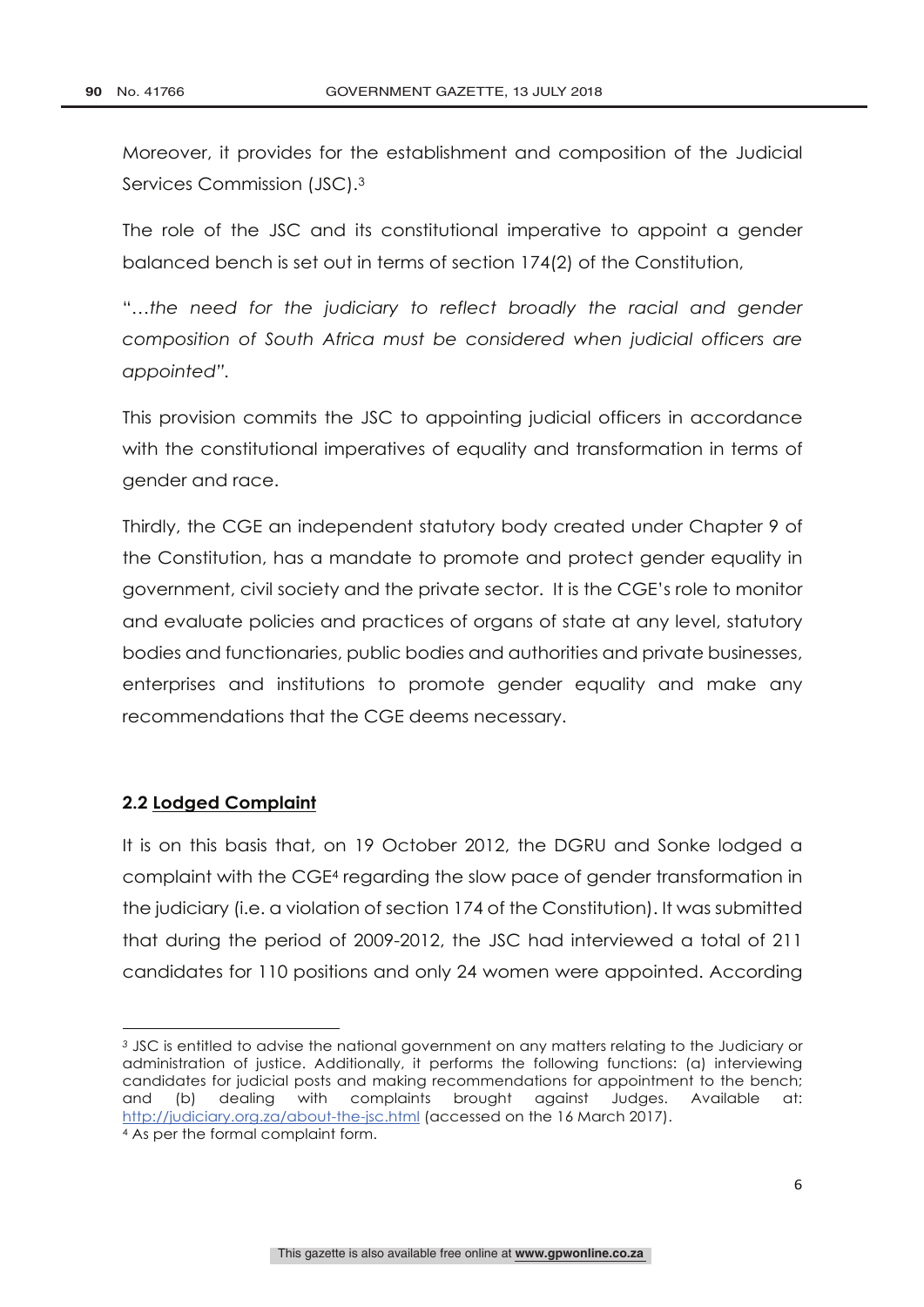Moreover, it provides for the establishment and composition of the Judicial Services Commission (JSC).[3]

The role of the JSC and its constitutional imperative to appoint a gender balanced bench is set out in terms of section 174(2) of the Constitution,

"*…the need for the judiciary to reflect broadly the racial and gender composition of South Africa must be considered when judicial officers are appointed*".

This provision commits the JSC to appointing judicial officers in accordance with the constitutional imperatives of equality and transformation in terms of gender and race.

Thirdly, the CGE an independent statutory body created under Chapter 9 of the Constitution, has a mandate to promote and protect gender equality in government, civil society and the private sector. It is the CGE's role to monitor and evaluate policies and practices of organs of state at any level, statutory bodies and functionaries, public bodies and authorities and private businesses, enterprises and institutions to promote gender equality and make any recommendations that the CGE deems necessary.

### 2.2 Lodged Complaint

It is on this basis that, on 19 October 2012, the DGRU and Sonke lodged a complaint with the CGE[4] regarding the slow pace of gender transformation in the judiciary (i.e. a violation of section 174 of the Constitution). It was submitted that during the period of 2009-2012, the JSC had interviewed a total of 211 candidates for 110 positions and only 24 women were appointed. According

---

[3] JSC is entitled to advise the national government on any matters relating to the Judiciary or administration of justice. Additionally, it performs the following functions: (a) interviewing candidates for judicial posts and making recommendations for appointment to the bench; and (b) dealing with complaints brought against Judges. Available at: http://judiciary.org.za/about-the-jsc.html (accessed on the 16 March 2017).

[4] As per the formal complaint form.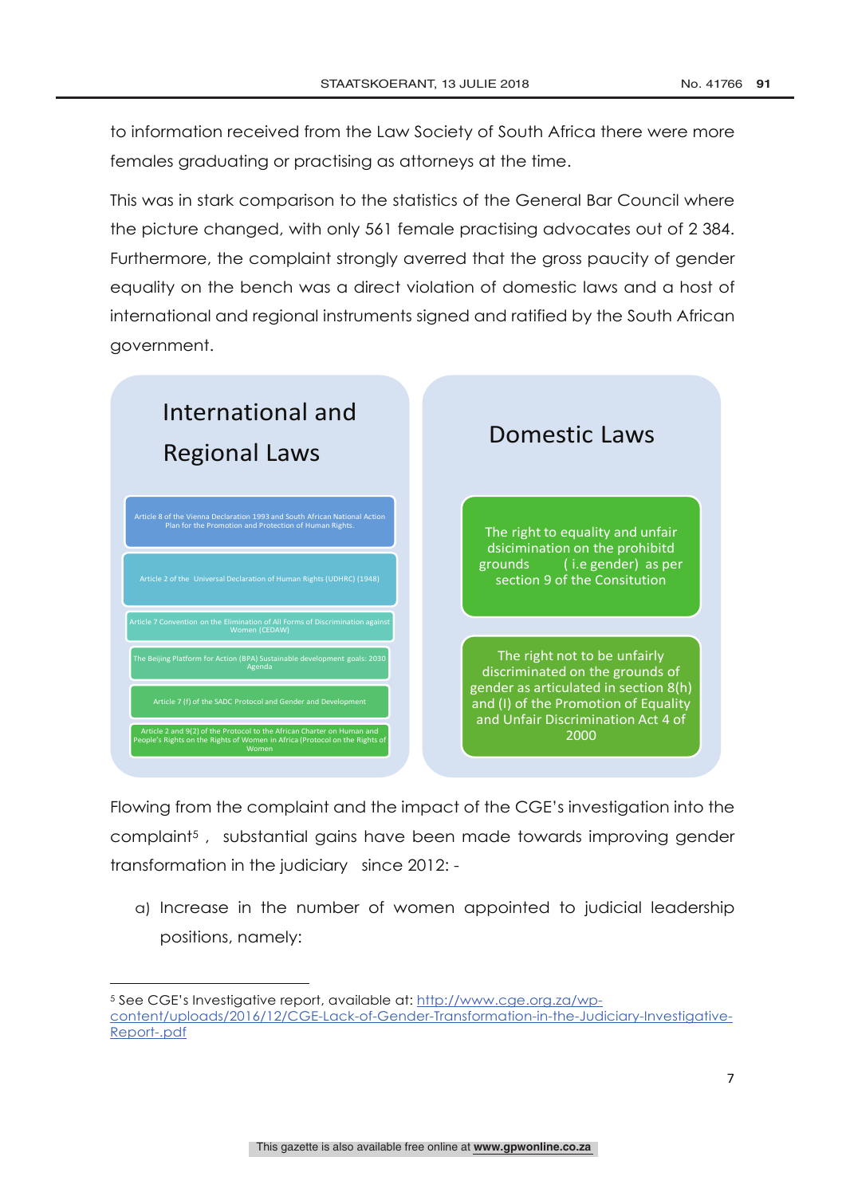to information received from the Law Society of South Africa there were more females graduating or practising as attorneys at the time.

This was in stark comparison to the statistics of the General Bar Council where the picture changed, with only 561 female practising advocates out of 2 384. Furthermore, the complaint strongly averred that the gross paucity of gender equality on the bench was a direct violation of domestic laws and a host of international and regional instruments signed and ratified by the South African government.

**International and Regional Laws**

- Article 8 of the Vienna Declaration 1993 and South African National Action Plan for the Promotion and Protection of Human Rights.
- Article 2 of the Universal Declaration of Human Rights (UDHRC) (1948)
- Article 7 Convention on the Elimination of All Forms of Discrimination against Women (CEDAW)
- The Beijing Platform for Action (BPA) Sustainable development goals: 2030 Agenda
- Article 7 (f) of the SADC Protocol and Gender and Development
- Article 2 and 9(2) of the Protocol to the African Charter on Human and People's Rights on the Rights of Women in Africa (Protocol on the Rights of Women

**Domestic Laws**

- The right to equality and unfair dsicimination on the prohibitd grounds ( i.e gender) as per section 9 of the Consitution
- The right not to be unfairly discriminated on the grounds of gender as articulated in section 8(h) and (I) of the Promotion of Equality and Unfair Discrimination Act 4 of 2000

Flowing from the complaint and the impact of the CGE's investigation into the complaint[5], substantial gains have been made towards improving gender transformation in the judiciary since 2012: -

a) Increase in the number of women appointed to judicial leadership positions, namely:

---

[5] See CGE's Investigative report, available at: http://www.cge.org.za/wp-content/uploads/2016/12/CGE-Lack-of-Gender-Transformation-in-the-Judiciary-Investigative-Report-.pdf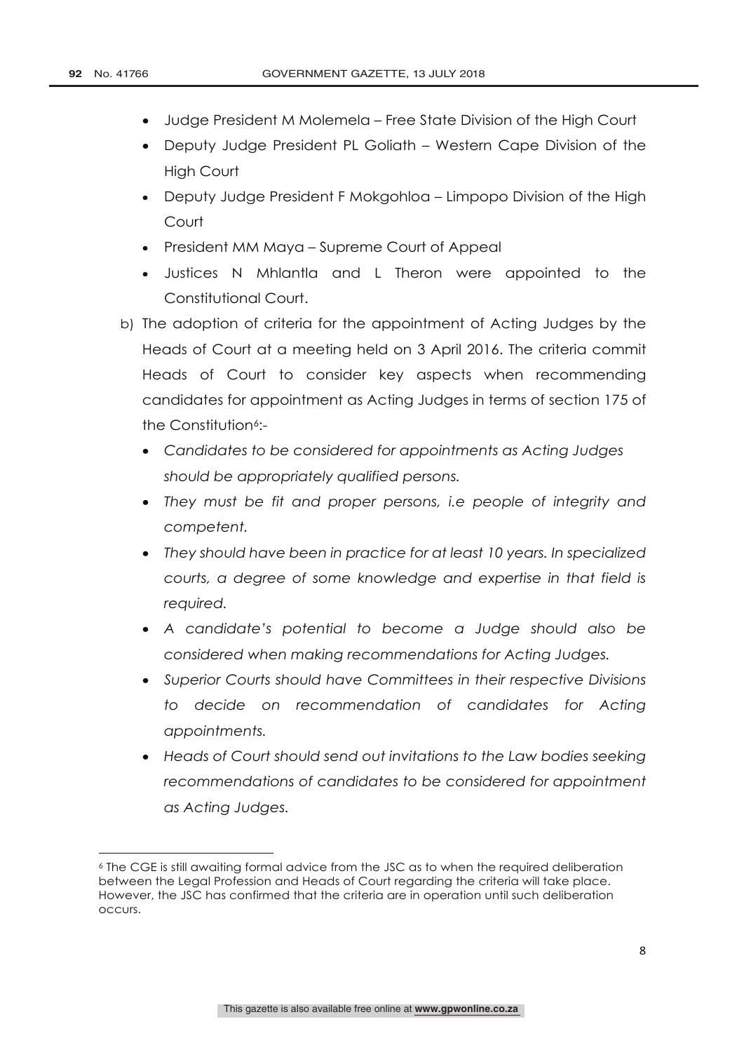- Judge President M Molemela – Free State Division of the High Court
- Deputy Judge President PL Goliath – Western Cape Division of the High Court
- Deputy Judge President F Mokgohloa – Limpopo Division of the High Court
- President MM Maya – Supreme Court of Appeal
- Justices N Mhlantla and L Theron were appointed to the Constitutional Court.

b) The adoption of criteria for the appointment of Acting Judges by the Heads of Court at a meeting held on 3 April 2016. The criteria commit Heads of Court to consider key aspects when recommending candidates for appointment as Acting Judges in terms of section 175 of the Constitution[6]:-

- *Candidates to be considered for appointments as Acting Judges should be appropriately qualified persons.*
- *They must be fit and proper persons, i.e people of integrity and competent.*
- *They should have been in practice for at least 10 years. In specialized courts, a degree of some knowledge and expertise in that field is required.*
- *A candidate's potential to become a Judge should also be considered when making recommendations for Acting Judges.*
- *Superior Courts should have Committees in their respective Divisions to decide on recommendation of candidates for Acting appointments.*
- *Heads of Court should send out invitations to the Law bodies seeking recommendations of candidates to be considered for appointment as Acting Judges.*

---

[6] The CGE is still awaiting formal advice from the JSC as to when the required deliberation between the Legal Profession and Heads of Court regarding the criteria will take place. However, the JSC has confirmed that the criteria are in operation until such deliberation occurs.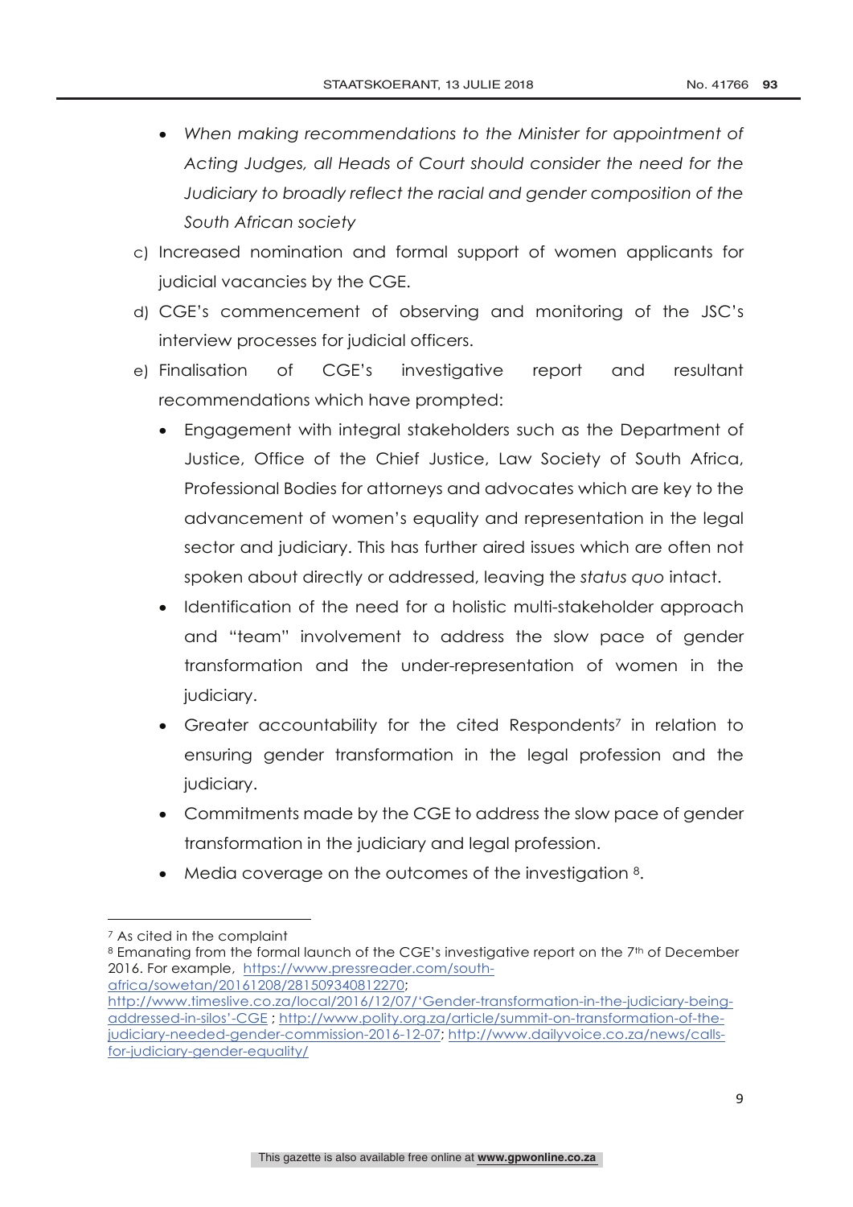- *When making recommendations to the Minister for appointment of Acting Judges, all Heads of Court should consider the need for the Judiciary to broadly reflect the racial and gender composition of the South African society*

c) Increased nomination and formal support of women applicants for judicial vacancies by the CGE.

d) CGE's commencement of observing and monitoring of the JSC's interview processes for judicial officers.

e) Finalisation of CGE's investigative report and resultant recommendations which have prompted:

  - Engagement with integral stakeholders such as the Department of Justice, Office of the Chief Justice, Law Society of South Africa, Professional Bodies for attorneys and advocates which are key to the advancement of women's equality and representation in the legal sector and judiciary. This has further aired issues which are often not spoken about directly or addressed, leaving the *status quo* intact.
  - Identification of the need for a holistic multi-stakeholder approach and "team" involvement to address the slow pace of gender transformation and the under-representation of women in the judiciary.
  - Greater accountability for the cited Respondents[7] in relation to ensuring gender transformation in the legal profession and the judiciary.
  - Commitments made by the CGE to address the slow pace of gender transformation in the judiciary and legal profession.
  - Media coverage on the outcomes of the investigation [8].

---

[7] As cited in the complaint

[8] Emanating from the formal launch of the CGE's investigative report on the 7th of December 2016. For example, https://www.pressreader.com/south-africa/sowetan/20161208/281509340812270; http://www.timeslive.co.za/local/2016/12/07/'Gender-transformation-in-the-judiciary-being-addressed-in-silos'-CGE ; http://www.polity.org.za/article/summit-on-transformation-of-the-judiciary-needed-gender-commission-2016-12-07; http://www.dailyvoice.co.za/news/calls-for-judiciary-gender-equality/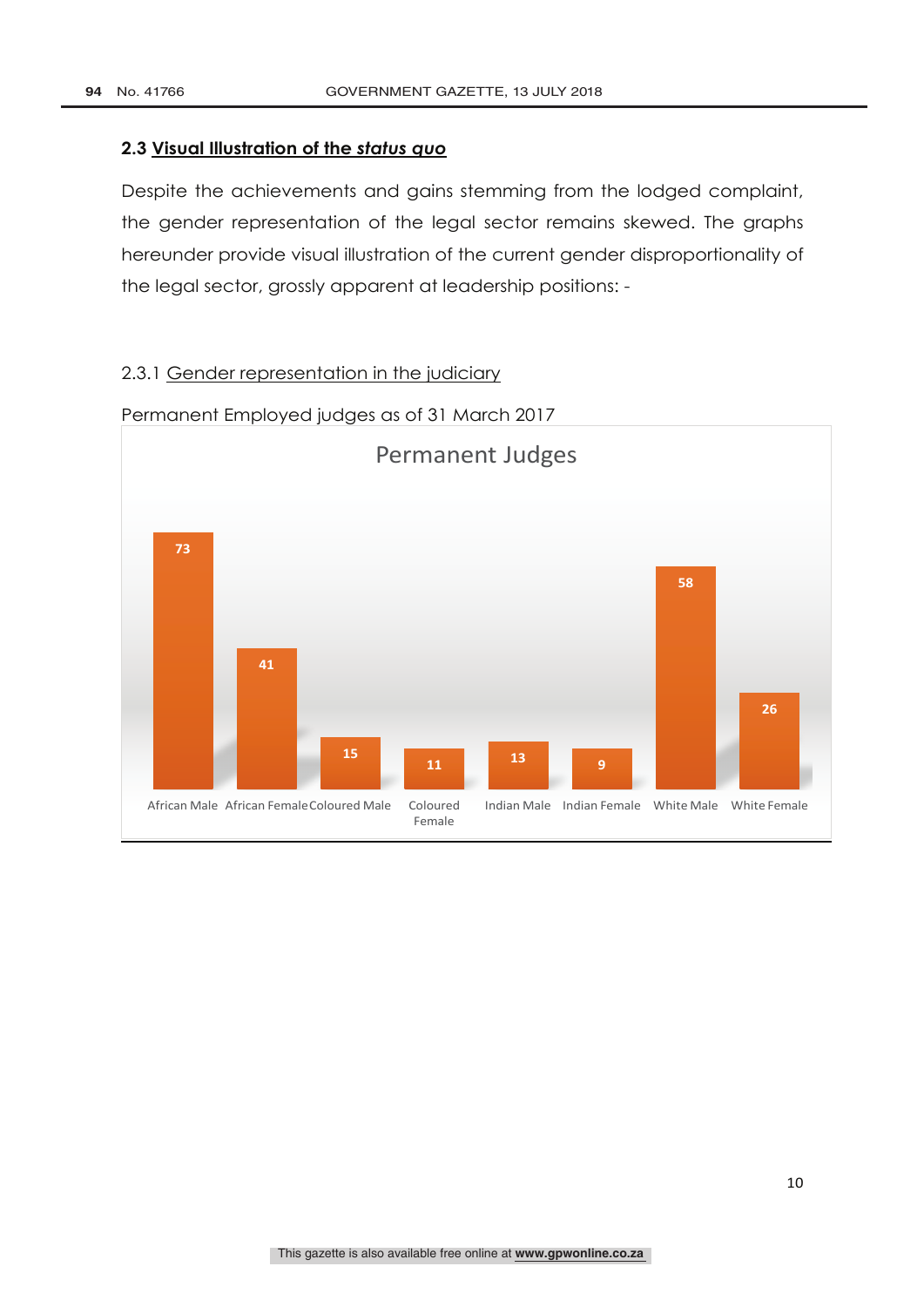### 2.3 Visual Illustration of the *status quo*

Despite the achievements and gains stemming from the lodged complaint, the gender representation of the legal sector remains skewed. The graphs hereunder provide visual illustration of the current gender disproportionality of the legal sector, grossly apparent at leadership positions: -

#### 2.3.1 Gender representation in the judiciary

Permanent Employed judges as of 31 March 2017

Permanent Judges

| Category | Number |
|---|---|
| African Male | 73 |
| African Female | 41 |
| Coloured Male | 15 |
| Coloured Female | 11 |
| Indian Male | 13 |
| Indian Female | 9 |
| White Male | 58 |
| White Female | 26 |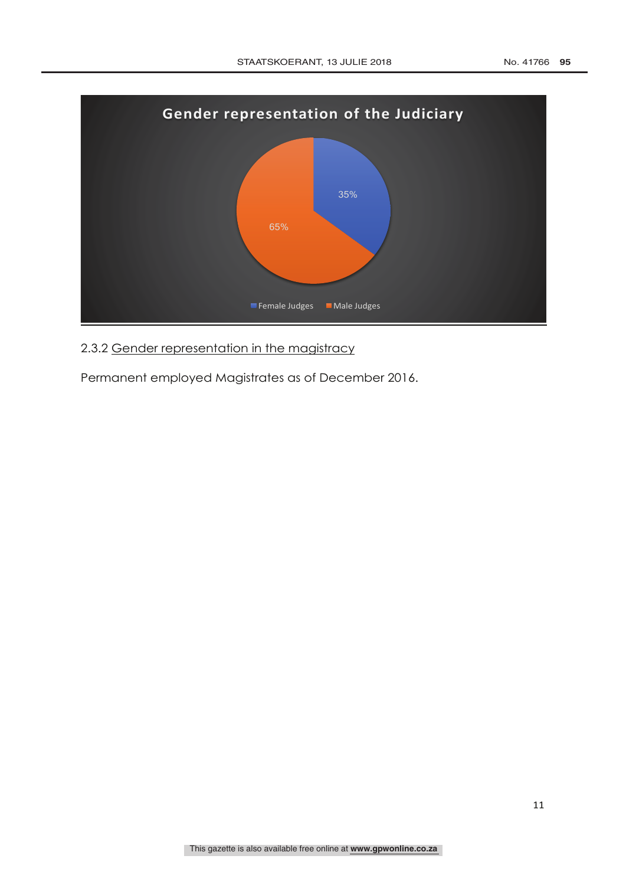**Gender representation of the Judiciary**

| Category | Percentage |
| --- | --- |
| Female Judges | 35% |
| Male Judges | 65% |

2.3.2 Gender representation in the magistracy

Permanent employed Magistrates as of December 2016.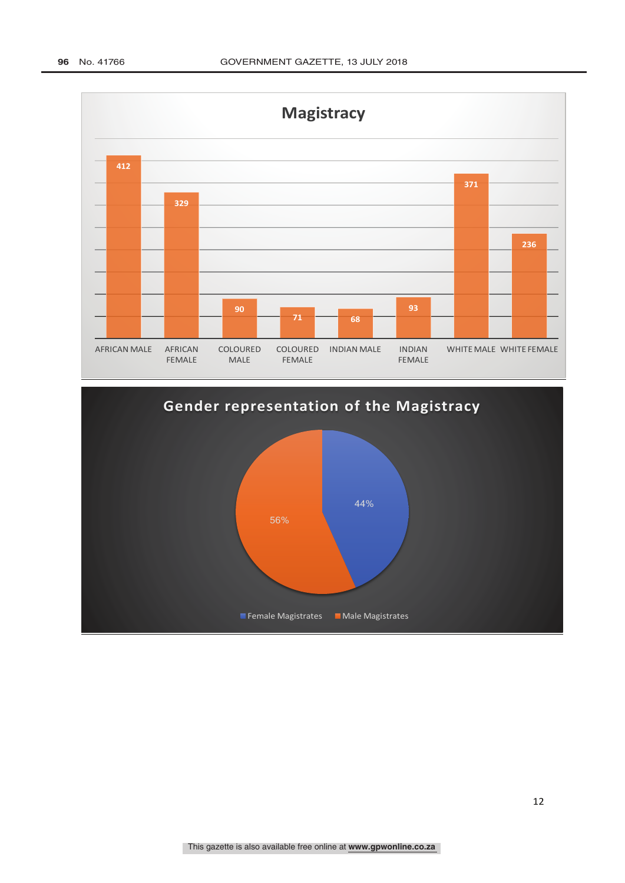## Magistracy

| Category | Number |
|---|---|
| AFRICAN MALE | 412 |
| AFRICAN FEMALE | 329 |
| COLOURED MALE | 90 |
| COLOURED FEMALE | 71 |
| INDIAN MALE | 68 |
| INDIAN FEMALE | 93 |
| WHITE MALE | 371 |
| WHITE FEMALE | 236 |

## Gender representation of the Magistracy

| Category | Percentage |
|---|---|
| Female Magistrates | 44% |
| Male Magistrates | 56% |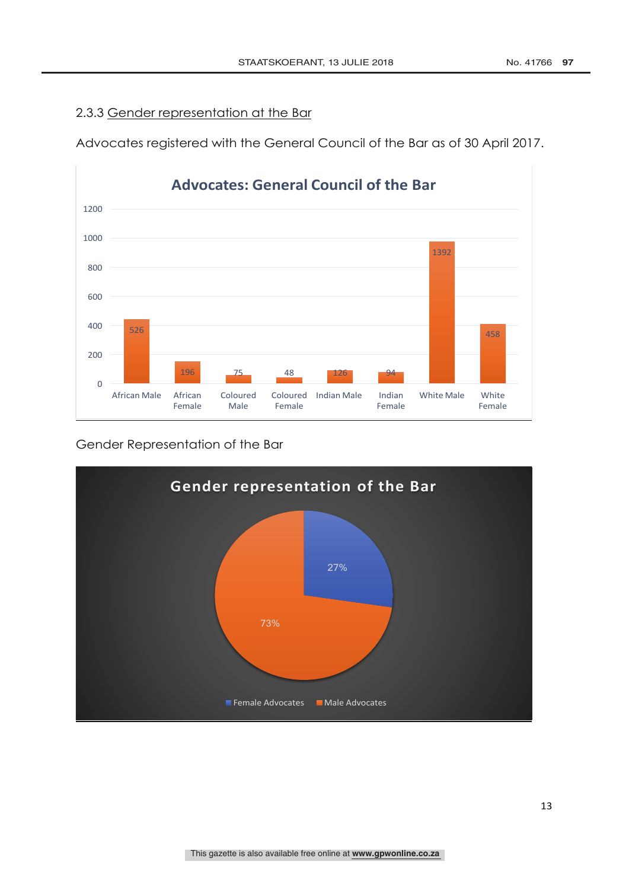### 2.3.3 Gender representation at the Bar

Advocates registered with the General Council of the Bar as of 30 April 2017.

**Advocates: General Council of the Bar**

| Category | Number |
|---|---|
| African Male | 526 |
| African Female | 196 |
| Coloured Male | 75 |
| Coloured Female | 48 |
| Indian Male | 126 |
| Indian Female | 94 |
| White Male | 1392 |
| White Female | 458 |

Gender Representation of the Bar

**Gender representation of the Bar**

| Category | Percentage |
|---|---|
| Female Advocates | 27% |
| Male Advocates | 73% |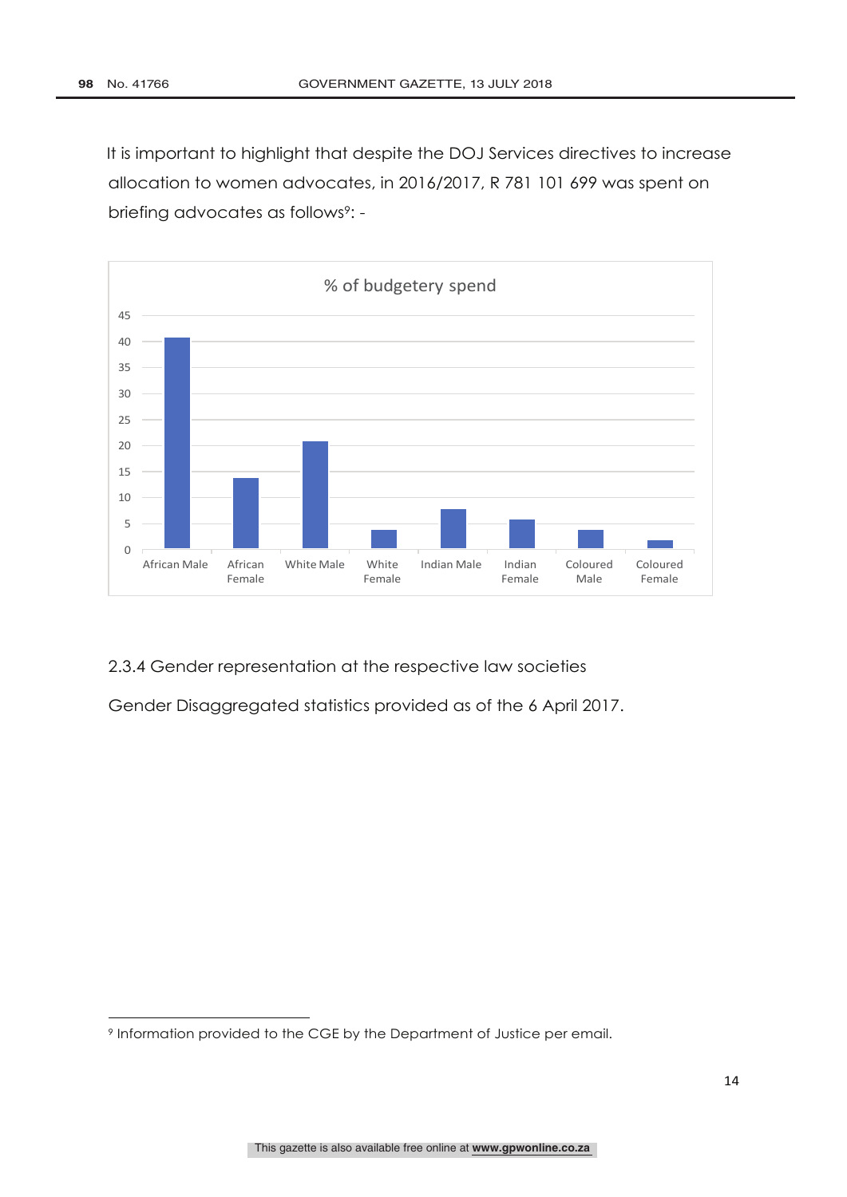It is important to highlight that despite the DOJ Services directives to increase allocation to women advocates, in 2016/2017, R 781 101 699 was spent on briefing advocates as follows[9]: -

% of budgetery spend

2.3.4 Gender representation at the respective law societies

Gender Disaggregated statistics provided as of the 6 April 2017.

---

[9] Information provided to the CGE by the Department of Justice per email.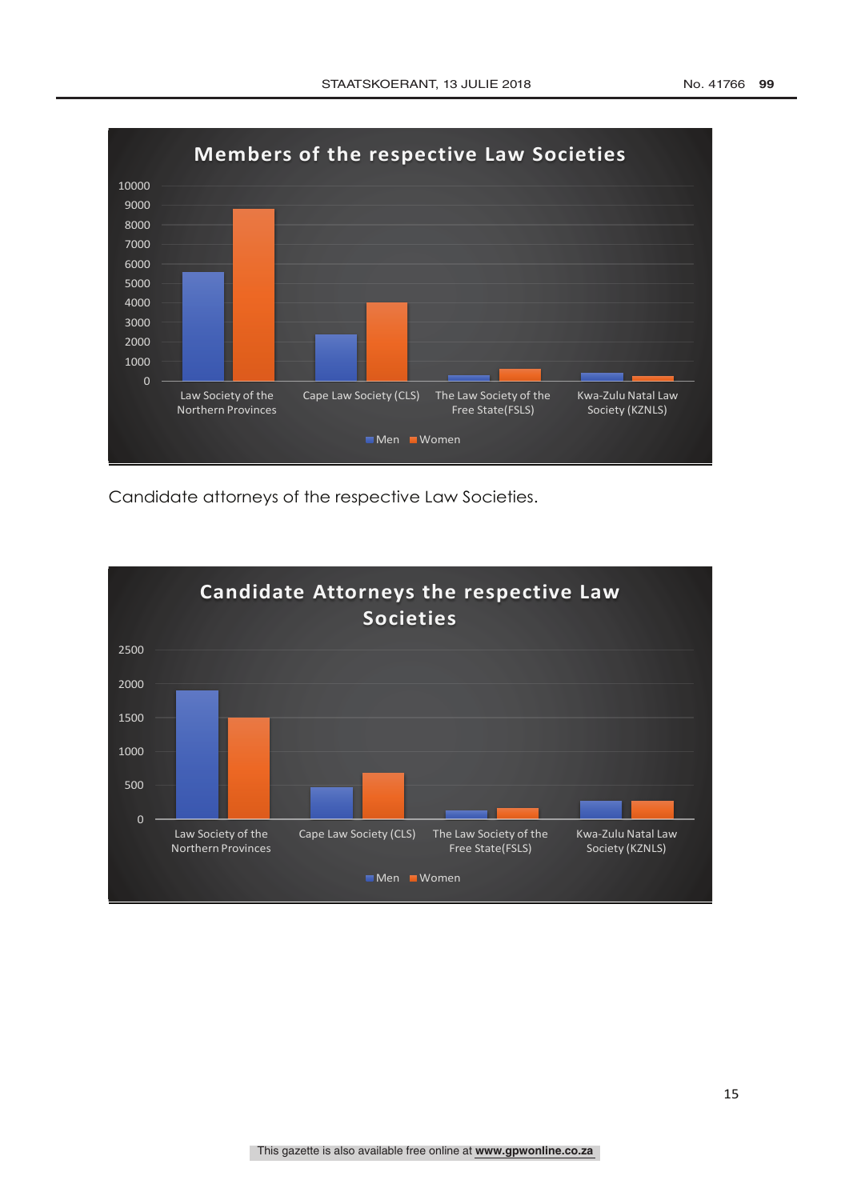**Members of the respective Law Societies**

| | Men | Women |
|---|---|---|
| Law Society of the Northern Provinces | ~5600 | ~8800 |
| Cape Law Society (CLS) | ~2400 | ~4000 |
| The Law Society of the Free State(FSLS) | ~300 | ~600 |
| Kwa-Zulu Natal Law Society (KZNLS) | ~400 | ~250 |

Candidate attorneys of the respective Law Societies.

**Candidate Attorneys the respective Law Societies**

| | Men | Women |
|---|---|---|
| Law Society of the Northern Provinces | ~1900 | ~1500 |
| Cape Law Society (CLS) | ~470 | ~680 |
| The Law Society of the Free State(FSLS) | ~120 | ~160 |
| Kwa-Zulu Natal Law Society (KZNLS) | ~270 | ~270 |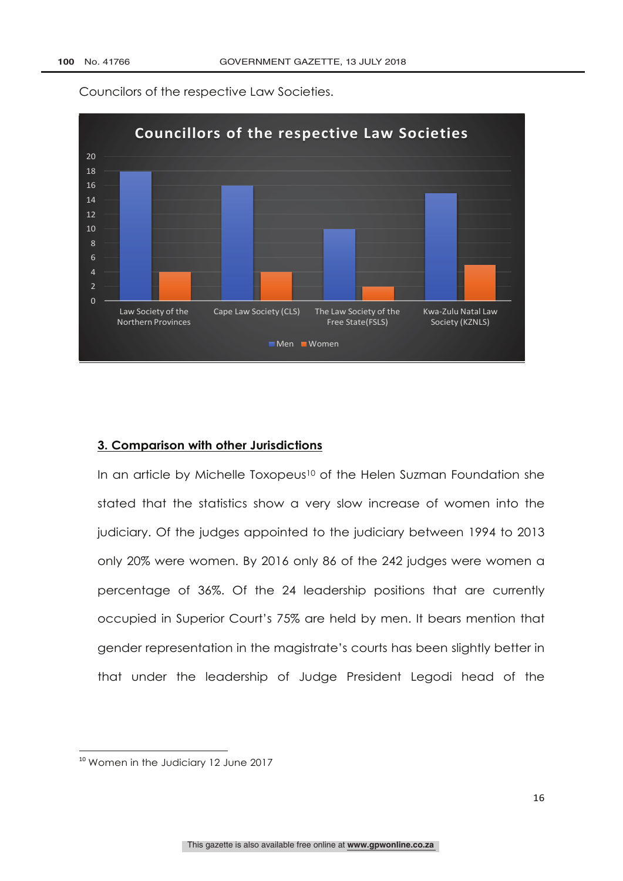Councilors of the respective Law Societies.

**Councillors of the respective Law Societies**

| | Men | Women |
|---|---|---|
| Law Society of the Northern Provinces | 18 | 4 |
| Cape Law Society (CLS) | 16 | 4 |
| The Law Society of the Free State(FSLS) | 10 | 2 |
| Kwa-Zulu Natal Law Society (KZNLS) | 15 | 5 |

## 3. Comparison with other Jurisdictions

In an article by Michelle Toxopeus[10] of the Helen Suzman Foundation she stated that the statistics show a very slow increase of women into the judiciary. Of the judges appointed to the judiciary between 1994 to 2013 only 20% were women. By 2016 only 86 of the 242 judges were women a percentage of 36%. Of the 24 leadership positions that are currently occupied in Superior Court's 75% are held by men. It bears mention that gender representation in the magistrate's courts has been slightly better in that under the leadership of Judge President Legodi head of the

[10] Women in the Judiciary 12 June 2017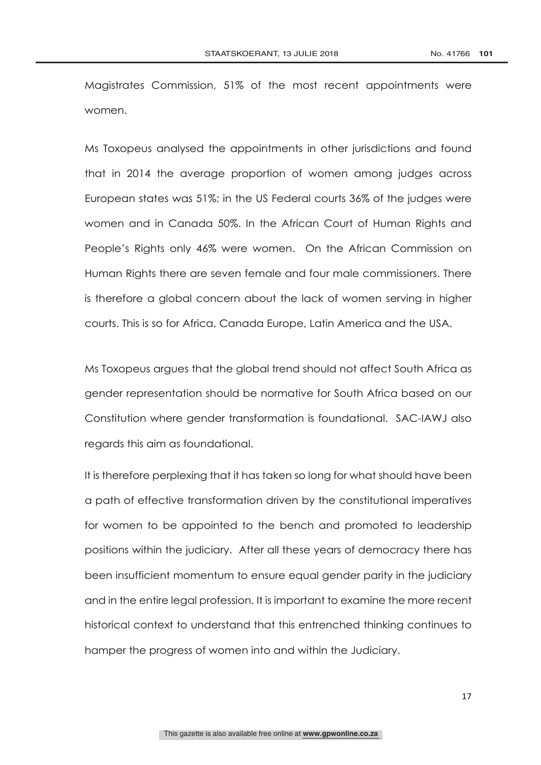Magistrates Commission, 51% of the most recent appointments were women.

Ms Toxopeus analysed the appointments in other jurisdictions and found that in 2014 the average proportion of women among judges across European states was 51%; in the US Federal courts 36% of the judges were women and in Canada 50%. In the African Court of Human Rights and People's Rights only 46% were women. On the African Commission on Human Rights there are seven female and four male commissioners. There is therefore a global concern about the lack of women serving in higher courts. This is so for Africa, Canada Europe, Latin America and the USA.

Ms Toxopeus argues that the global trend should not affect South Africa as gender representation should be normative for South Africa based on our Constitution where gender transformation is foundational. SAC-IAWJ also regards this aim as foundational.

It is therefore perplexing that it has taken so long for what should have been a path of effective transformation driven by the constitutional imperatives for women to be appointed to the bench and promoted to leadership positions within the judiciary. After all these years of democracy there has been insufficient momentum to ensure equal gender parity in the judiciary and in the entire legal profession. It is important to examine the more recent historical context to understand that this entrenched thinking continues to hamper the progress of women into and within the Judiciary.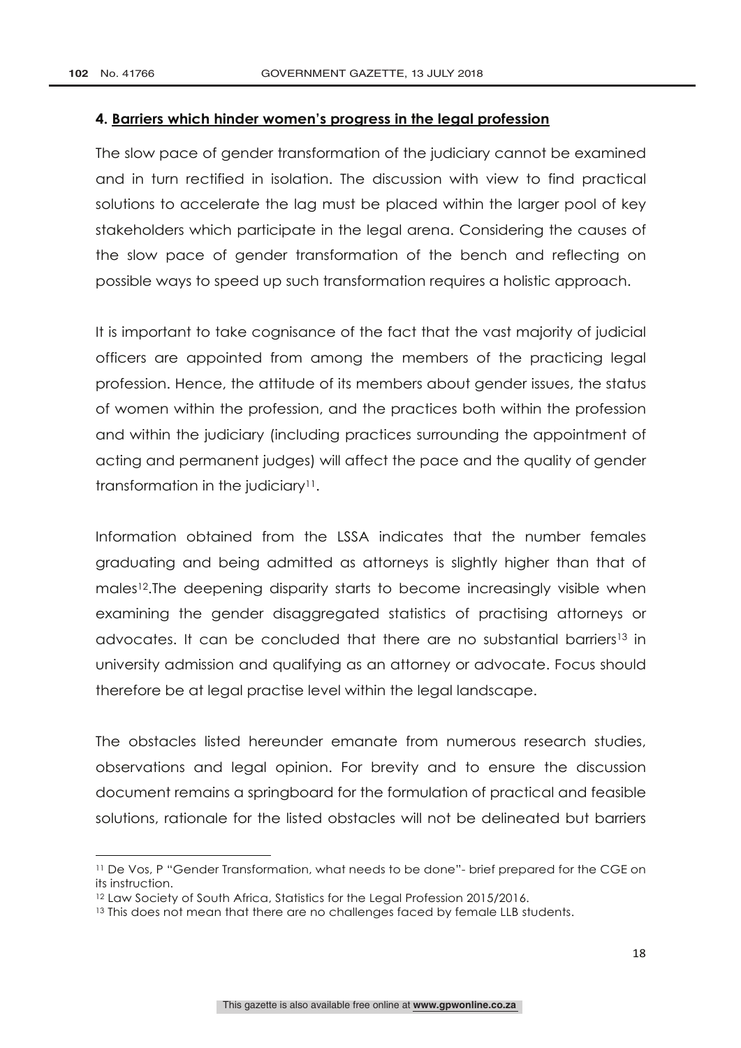**4. Barriers which hinder women's progress in the legal profession**

The slow pace of gender transformation of the judiciary cannot be examined and in turn rectified in isolation. The discussion with view to find practical solutions to accelerate the lag must be placed within the larger pool of key stakeholders which participate in the legal arena. Considering the causes of the slow pace of gender transformation of the bench and reflecting on possible ways to speed up such transformation requires a holistic approach.

It is important to take cognisance of the fact that the vast majority of judicial officers are appointed from among the members of the practicing legal profession. Hence, the attitude of its members about gender issues, the status of women within the profession, and the practices both within the profession and within the judiciary (including practices surrounding the appointment of acting and permanent judges) will affect the pace and the quality of gender transformation in the judiciary[11].

Information obtained from the LSSA indicates that the number females graduating and being admitted as attorneys is slightly higher than that of males[12].The deepening disparity starts to become increasingly visible when examining the gender disaggregated statistics of practising attorneys or advocates. It can be concluded that there are no substantial barriers[13] in university admission and qualifying as an attorney or advocate. Focus should therefore be at legal practise level within the legal landscape.

The obstacles listed hereunder emanate from numerous research studies, observations and legal opinion. For brevity and to ensure the discussion document remains a springboard for the formulation of practical and feasible solutions, rationale for the listed obstacles will not be delineated but barriers

---

[11] De Vos, P "Gender Transformation, what needs to be done"- brief prepared for the CGE on its instruction.

[12] Law Society of South Africa, Statistics for the Legal Profession 2015/2016.

[13] This does not mean that there are no challenges faced by female LLB students.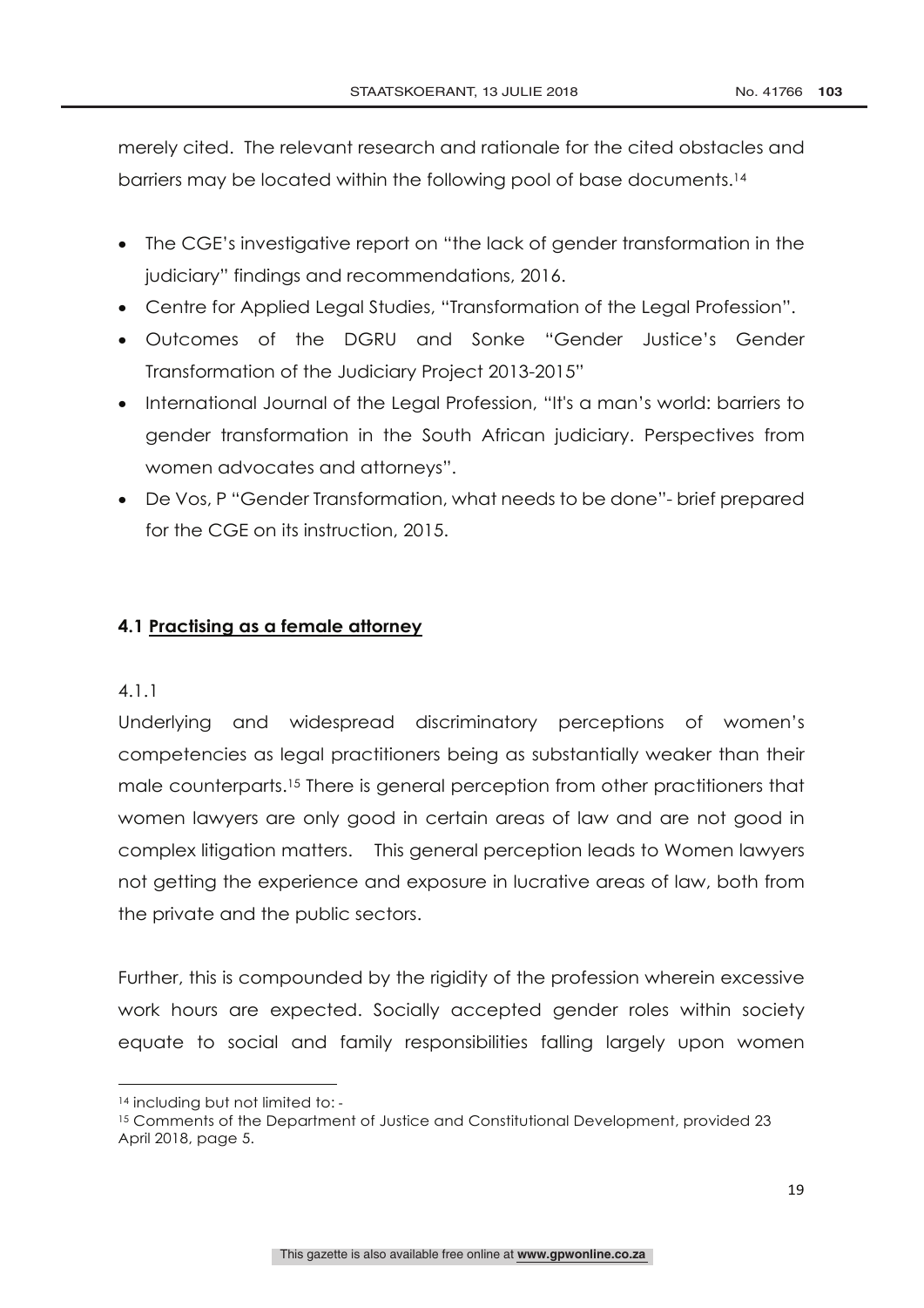merely cited. The relevant research and rationale for the cited obstacles and barriers may be located within the following pool of base documents.[14]

- The CGE's investigative report on "the lack of gender transformation in the judiciary" findings and recommendations, 2016.
- Centre for Applied Legal Studies, "Transformation of the Legal Profession".
- Outcomes of the DGRU and Sonke "Gender Justice's Gender Transformation of the Judiciary Project 2013-2015"
- International Journal of the Legal Profession, "It's a man's world: barriers to gender transformation in the South African judiciary. Perspectives from women advocates and attorneys".
- De Vos, P "Gender Transformation, what needs to be done"- brief prepared for the CGE on its instruction, 2015.

**4.1 <u>Practising as a female attorney</u>**

4.1.1

Underlying and widespread discriminatory perceptions of women's competencies as legal practitioners being as substantially weaker than their male counterparts.[15] There is general perception from other practitioners that women lawyers are only good in certain areas of law and are not good in complex litigation matters. This general perception leads to Women lawyers not getting the experience and exposure in lucrative areas of law, both from the private and the public sectors.

Further, this is compounded by the rigidity of the profession wherein excessive work hours are expected. Socially accepted gender roles within society equate to social and family responsibilities falling largely upon women

---

[14] including but not limited to: -

[15] Comments of the Department of Justice and Constitutional Development, provided 23 April 2018, page 5.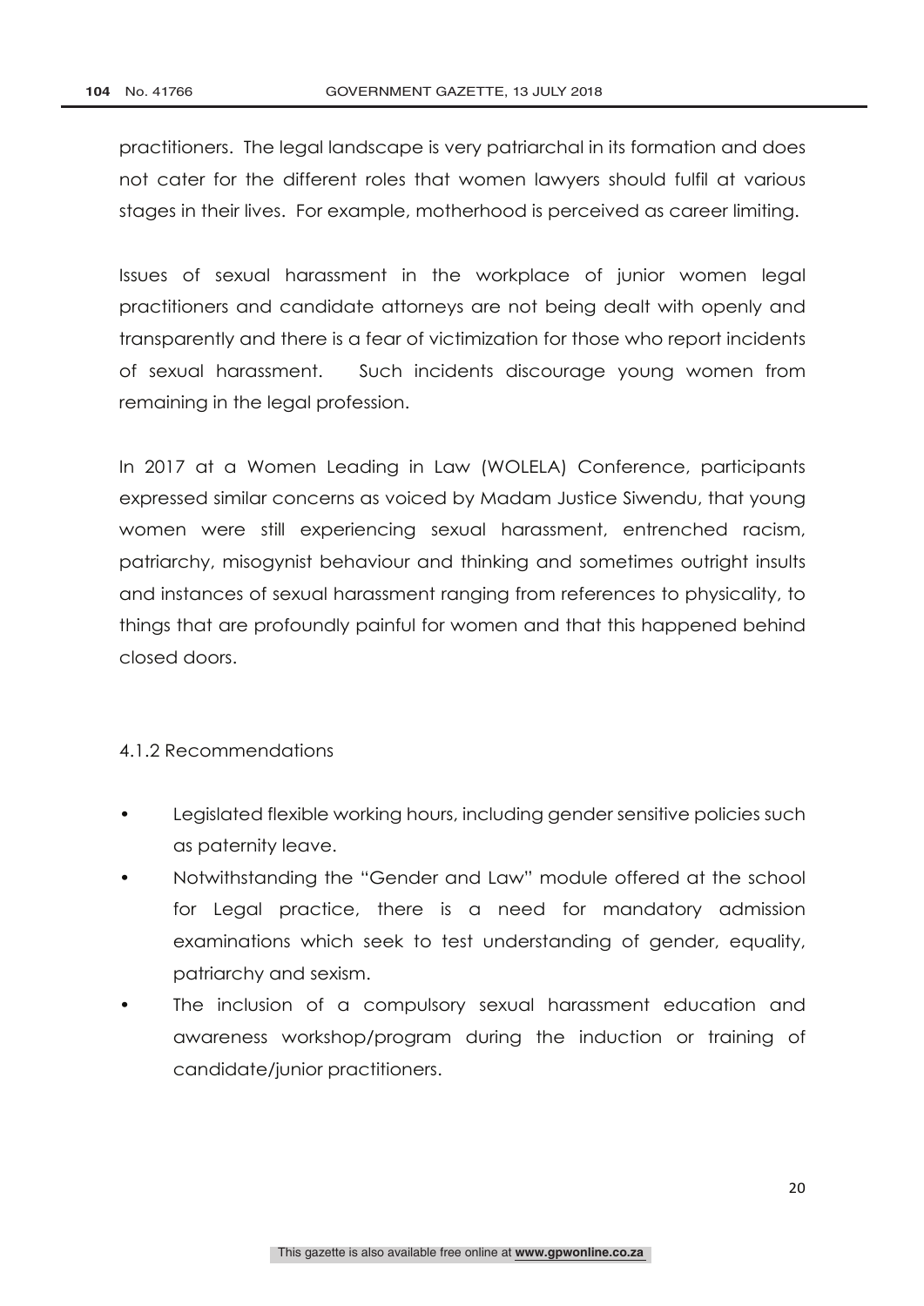practitioners. The legal landscape is very patriarchal in its formation and does not cater for the different roles that women lawyers should fulfil at various stages in their lives. For example, motherhood is perceived as career limiting.

Issues of sexual harassment in the workplace of junior women legal practitioners and candidate attorneys are not being dealt with openly and transparently and there is a fear of victimization for those who report incidents of sexual harassment. Such incidents discourage young women from remaining in the legal profession.

In 2017 at a Women Leading in Law (WOLELA) Conference, participants expressed similar concerns as voiced by Madam Justice Siwendu, that young women were still experiencing sexual harassment, entrenched racism, patriarchy, misogynist behaviour and thinking and sometimes outright insults and instances of sexual harassment ranging from references to physicality, to things that are profoundly painful for women and that this happened behind closed doors.

#### 4.1.2 Recommendations

- Legislated flexible working hours, including gender sensitive policies such as paternity leave.
- Notwithstanding the "Gender and Law" module offered at the school for Legal practice, there is a need for mandatory admission examinations which seek to test understanding of gender, equality, patriarchy and sexism.
- The inclusion of a compulsory sexual harassment education and awareness workshop/program during the induction or training of candidate/junior practitioners.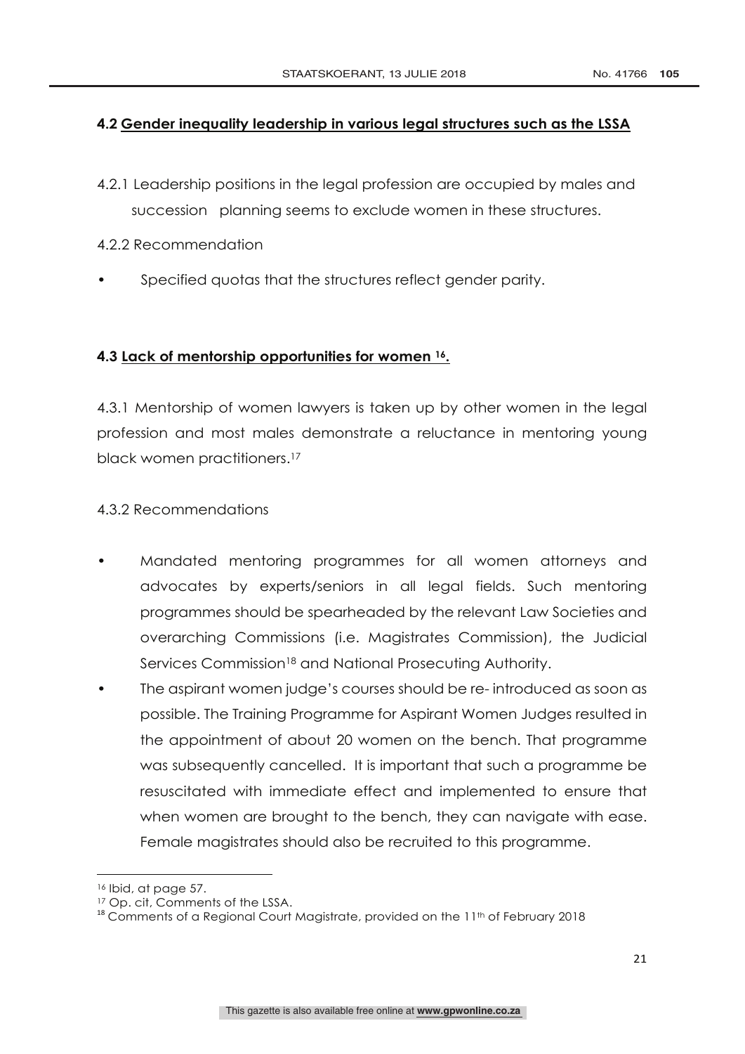### 4.2 Gender inequality leadership in various legal structures such as the LSSA

4.2.1 Leadership positions in the legal profession are occupied by males and succession planning seems to exclude women in these structures.

4.2.2 Recommendation

- Specified quotas that the structures reflect gender parity.

### 4.3 Lack of mentorship opportunities for women [16].

4.3.1 Mentorship of women lawyers is taken up by other women in the legal profession and most males demonstrate a reluctance in mentoring young black women practitioners.[17]

4.3.2 Recommendations

- Mandated mentoring programmes for all women attorneys and advocates by experts/seniors in all legal fields. Such mentoring programmes should be spearheaded by the relevant Law Societies and overarching Commissions (i.e. Magistrates Commission), the Judicial Services Commission[18] and National Prosecuting Authority.
- The aspirant women judge's courses should be re- introduced as soon as possible. The Training Programme for Aspirant Women Judges resulted in the appointment of about 20 women on the bench. That programme was subsequently cancelled. It is important that such a programme be resuscitated with immediate effect and implemented to ensure that when women are brought to the bench, they can navigate with ease. Female magistrates should also be recruited to this programme.

---

[16] Ibid, at page 57.

[17] Op. cit, Comments of the LSSA.

[18] Comments of a Regional Court Magistrate, provided on the 11th of February 2018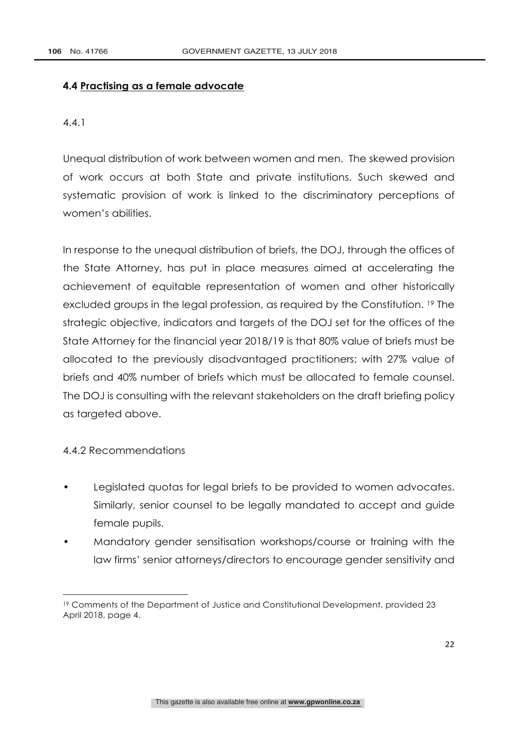## 4.4 Practising as a female advocate

4.4.1

Unequal distribution of work between women and men. The skewed provision of work occurs at both State and private institutions. Such skewed and systematic provision of work is linked to the discriminatory perceptions of women's abilities.

In response to the unequal distribution of briefs, the DOJ, through the offices of the State Attorney, has put in place measures aimed at accelerating the achievement of equitable representation of women and other historically excluded groups in the legal profession, as required by the Constitution. [19] The strategic objective, indicators and targets of the DOJ set for the offices of the State Attorney for the financial year 2018/19 is that 80% value of briefs must be allocated to the previously disadvantaged practitioners; with 27% value of briefs and 40% number of briefs which must be allocated to female counsel. The DOJ is consulting with the relevant stakeholders on the draft briefing policy as targeted above.

4.4.2 Recommendations

- Legislated quotas for legal briefs to be provided to women advocates. Similarly, senior counsel to be legally mandated to accept and guide female pupils.
- Mandatory gender sensitisation workshops/course or training with the law firms' senior attorneys/directors to encourage gender sensitivity and

[19] Comments of the Department of Justice and Constitutional Development, provided 23 April 2018, page 4.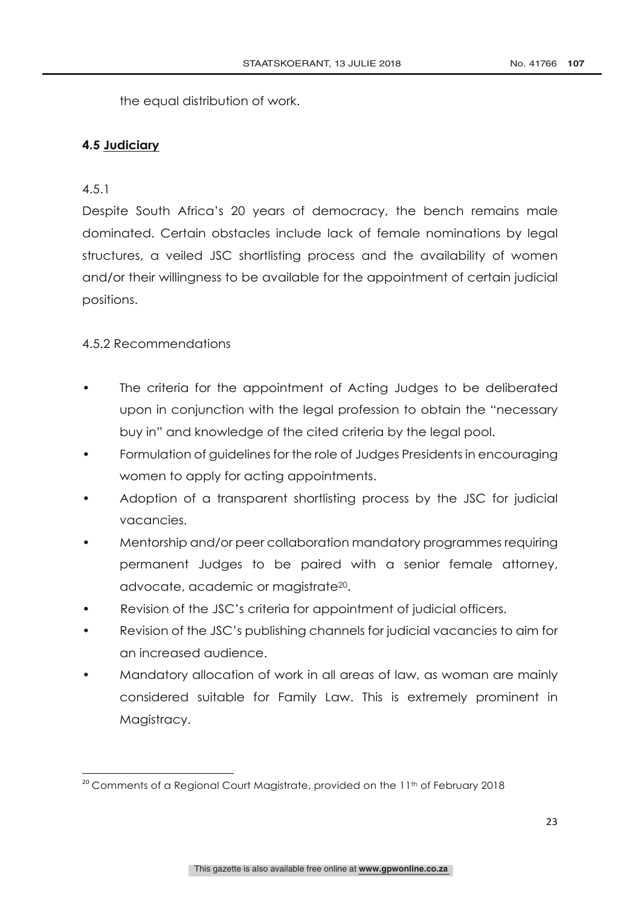the equal distribution of work.

### **4.5 Judiciary**

4.5.1

Despite South Africa's 20 years of democracy, the bench remains male dominated. Certain obstacles include lack of female nominations by legal structures, a veiled JSC shortlisting process and the availability of women and/or their willingness to be available for the appointment of certain judicial positions.

4.5.2 Recommendations

- The criteria for the appointment of Acting Judges to be deliberated upon in conjunction with the legal profession to obtain the "necessary buy in" and knowledge of the cited criteria by the legal pool.
- Formulation of guidelines for the role of Judges Presidents in encouraging women to apply for acting appointments.
- Adoption of a transparent shortlisting process by the JSC for judicial vacancies.
- Mentorship and/or peer collaboration mandatory programmes requiring permanent Judges to be paired with a senior female attorney, advocate, academic or magistrate[20].
- Revision of the JSC's criteria for appointment of judicial officers.
- Revision of the JSC's publishing channels for judicial vacancies to aim for an increased audience.
- Mandatory allocation of work in all areas of law, as woman are mainly considered suitable for Family Law. This is extremely prominent in Magistracy.

---

[20] Comments of a Regional Court Magistrate, provided on the 11th of February 2018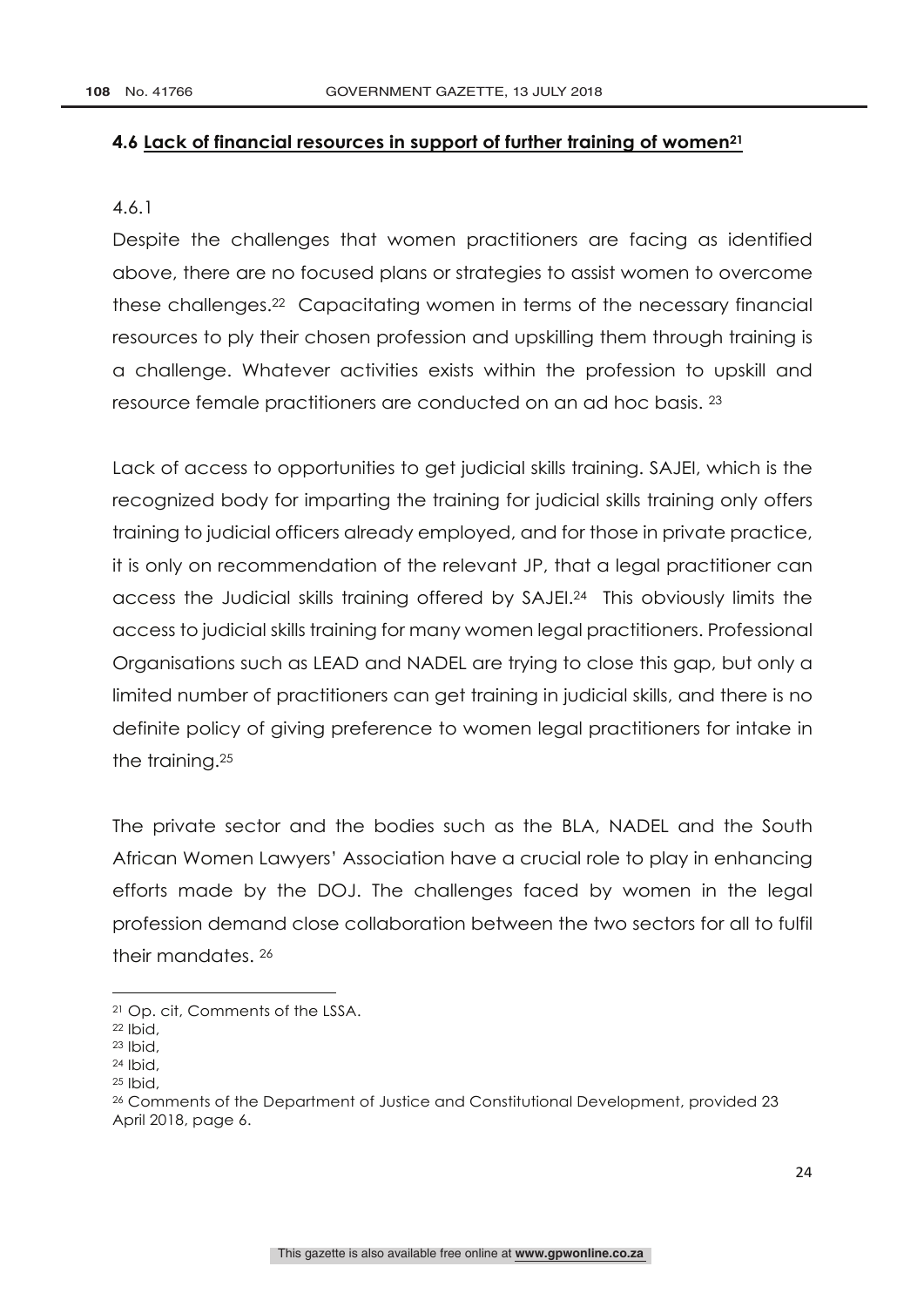### 4.6 Lack of financial resources in support of further training of women[21]

4.6.1

Despite the challenges that women practitioners are facing as identified above, there are no focused plans or strategies to assist women to overcome these challenges.[22] Capacitating women in terms of the necessary financial resources to ply their chosen profession and upskilling them through training is a challenge. Whatever activities exists within the profession to upskill and resource female practitioners are conducted on an ad hoc basis. [23]

Lack of access to opportunities to get judicial skills training. SAJEI, which is the recognized body for imparting the training for judicial skills training only offers training to judicial officers already employed, and for those in private practice, it is only on recommendation of the relevant JP, that a legal practitioner can access the Judicial skills training offered by SAJEI.[24] This obviously limits the access to judicial skills training for many women legal practitioners. Professional Organisations such as LEAD and NADEL are trying to close this gap, but only a limited number of practitioners can get training in judicial skills, and there is no definite policy of giving preference to women legal practitioners for intake in the training.[25]

The private sector and the bodies such as the BLA, NADEL and the South African Women Lawyers' Association have a crucial role to play in enhancing efforts made by the DOJ. The challenges faced by women in the legal profession demand close collaboration between the two sectors for all to fulfil their mandates. [26]

---

[21] Op. cit, Comments of the LSSA.

[22] Ibid,

[23] Ibid,

[24] Ibid,

[25] Ibid,

[26] Comments of the Department of Justice and Constitutional Development, provided 23 April 2018, page 6.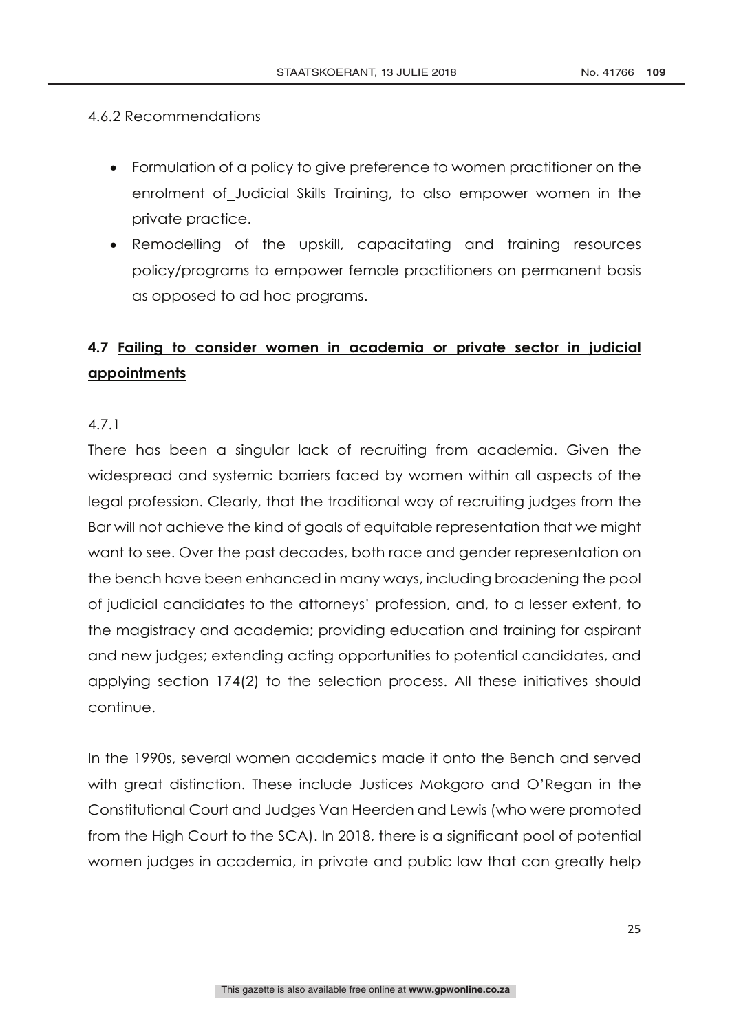4.6.2 Recommendations

- Formulation of a policy to give preference to women practitioner on the enrolment of_Judicial Skills Training, to also empower women in the private practice.
- Remodelling of the upskill, capacitating and training resources policy/programs to empower female practitioners on permanent basis as opposed to ad hoc programs.

### 4.7 <u>Failing to consider women in academia or private sector in judicial appointments</u>

4.7.1

There has been a singular lack of recruiting from academia. Given the widespread and systemic barriers faced by women within all aspects of the legal profession. Clearly, that the traditional way of recruiting judges from the Bar will not achieve the kind of goals of equitable representation that we might want to see. Over the past decades, both race and gender representation on the bench have been enhanced in many ways, including broadening the pool of judicial candidates to the attorneys' profession, and, to a lesser extent, to the magistracy and academia; providing education and training for aspirant and new judges; extending acting opportunities to potential candidates, and applying section 174(2) to the selection process. All these initiatives should continue.

In the 1990s, several women academics made it onto the Bench and served with great distinction. These include Justices Mokgoro and O'Regan in the Constitutional Court and Judges Van Heerden and Lewis (who were promoted from the High Court to the SCA). In 2018, there is a significant pool of potential women judges in academia, in private and public law that can greatly help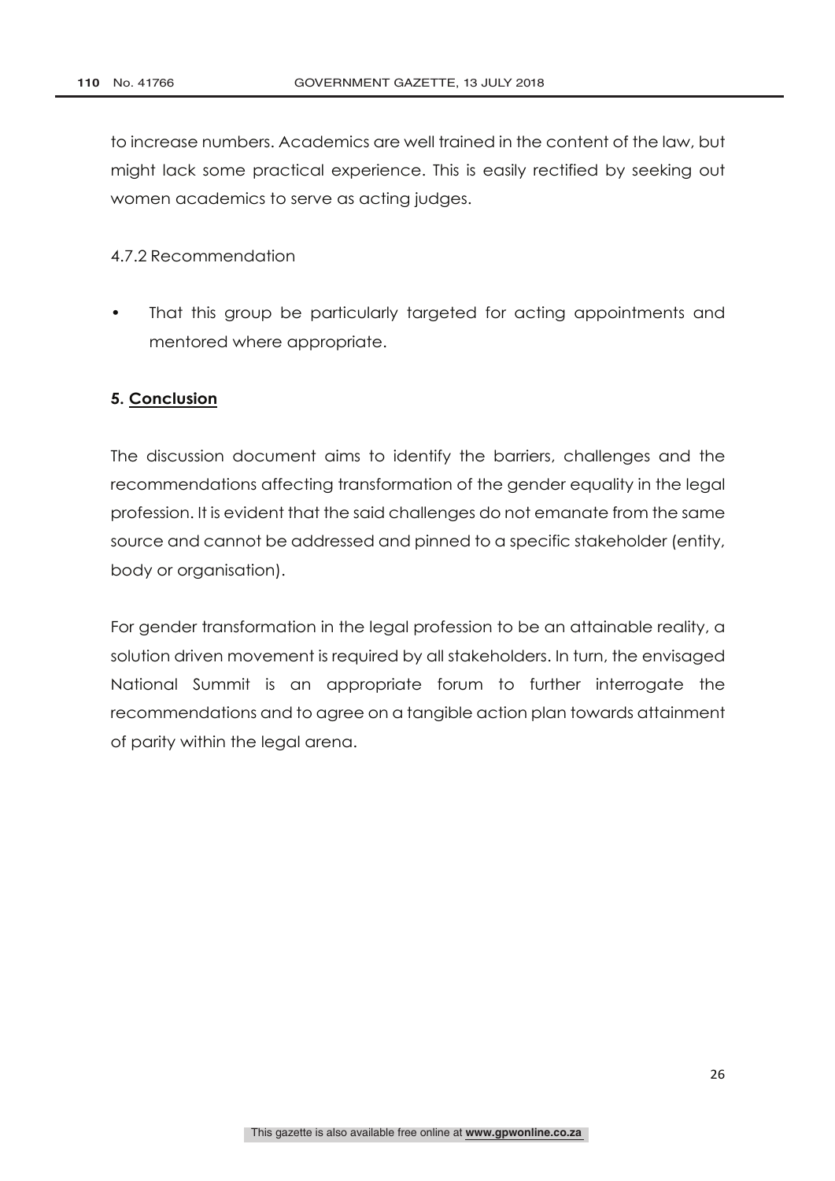to increase numbers. Academics are well trained in the content of the law, but might lack some practical experience. This is easily rectified by seeking out women academics to serve as acting judges.

4.7.2 Recommendation

- That this group be particularly targeted for acting appointments and mentored where appropriate.

## 5. Conclusion

The discussion document aims to identify the barriers, challenges and the recommendations affecting transformation of the gender equality in the legal profession. It is evident that the said challenges do not emanate from the same source and cannot be addressed and pinned to a specific stakeholder (entity, body or organisation).

For gender transformation in the legal profession to be an attainable reality, a solution driven movement is required by all stakeholders. In turn, the envisaged National Summit is an appropriate forum to further interrogate the recommendations and to agree on a tangible action plan towards attainment of parity within the legal arena.